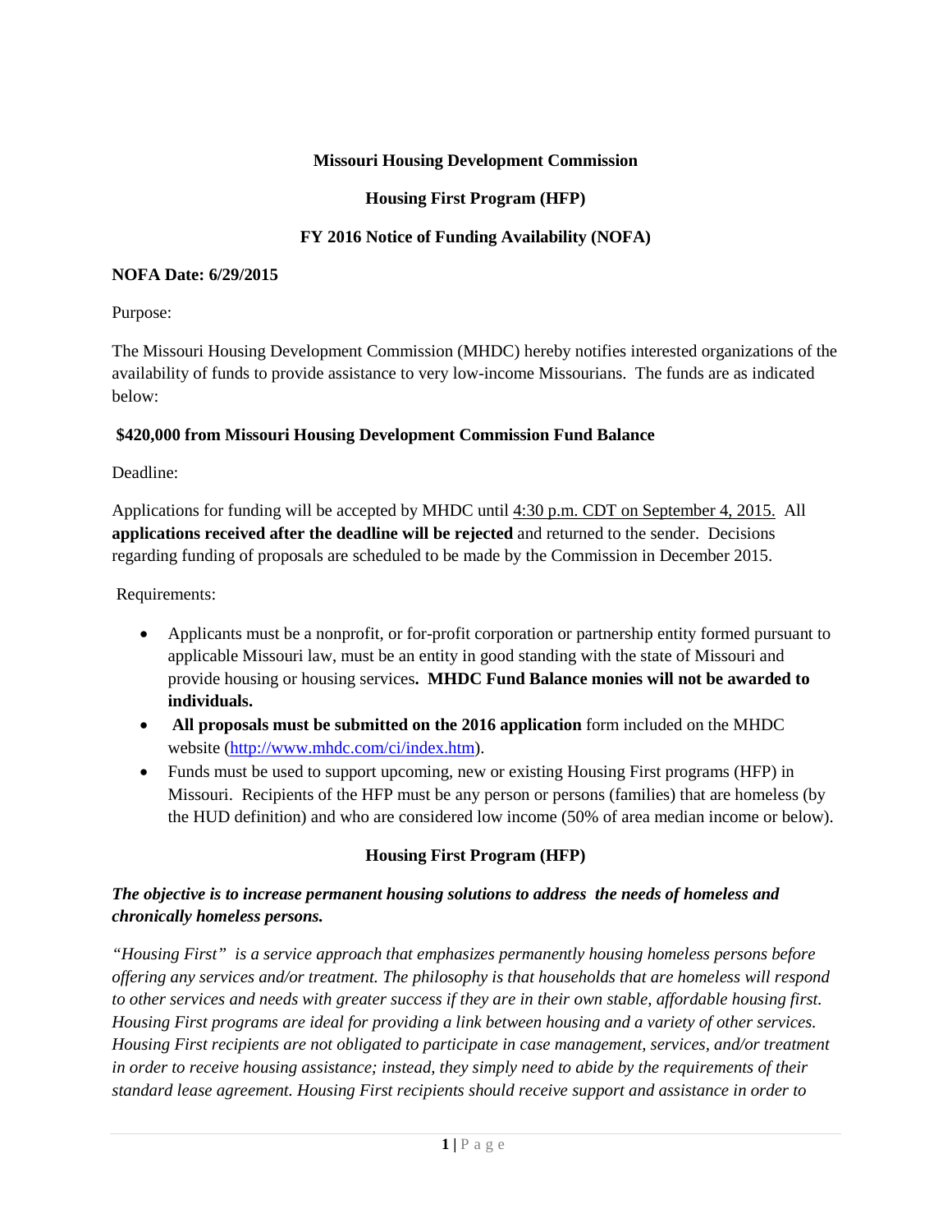**Missouri Housing Development Commission**

**Housing First Program (HFP)**

**FY 2016 Notice of Funding Availability (NOFA)**

**NOFA Date: 6/29/2015**

Purpose:

The Missouri Housing Development Commission (MHDC) hereby notifies interested organizations of the availability of funds to provide assistance to very low-income Missourians. The funds are as indicated below:

**$420,000 from Missouri Housing Development Commission Fund Balance**

Deadline:

Applications for funding will be accepted by MHDC until 4:30 p.m. CDT on September 4, 2015. All **applications received after the deadline will be rejected** and returned to the sender. Decisions regarding funding of proposals are scheduled to be made by the Commission in December 2015.

Requirements:

- Applicants must be a nonprofit, or for-profit corporation or partnership entity formed pursuant to applicable Missouri law, must be an entity in good standing with the state of Missouri and provide housing or housing services**. MHDC Fund Balance monies will not be awarded to individuals.**
- **All proposals must be submitted on the 2016 application** form included on the MHDC website (http://www.mhdc.com/ci/index.htm).
- Funds must be used to support upcoming, new or existing Housing First programs (HFP) in Missouri. Recipients of the HFP must be any person or persons (families) that are homeless (by the HUD definition) and who are considered low income (50% of area median income or below).

**Housing First Program (HFP)**

***The objective is to increase permanent housing solutions to address the needs of homeless and chronically homeless persons.***

*"Housing First" is a service approach that emphasizes permanently housing homeless persons before offering any services and/or treatment. The philosophy is that households that are homeless will respond to other services and needs with greater success if they are in their own stable, affordable housing first. Housing First programs are ideal for providing a link between housing and a variety of other services. Housing First recipients are not obligated to participate in case management, services, and/or treatment in order to receive housing assistance; instead, they simply need to abide by the requirements of their standard lease agreement. Housing First recipients should receive support and assistance in order to*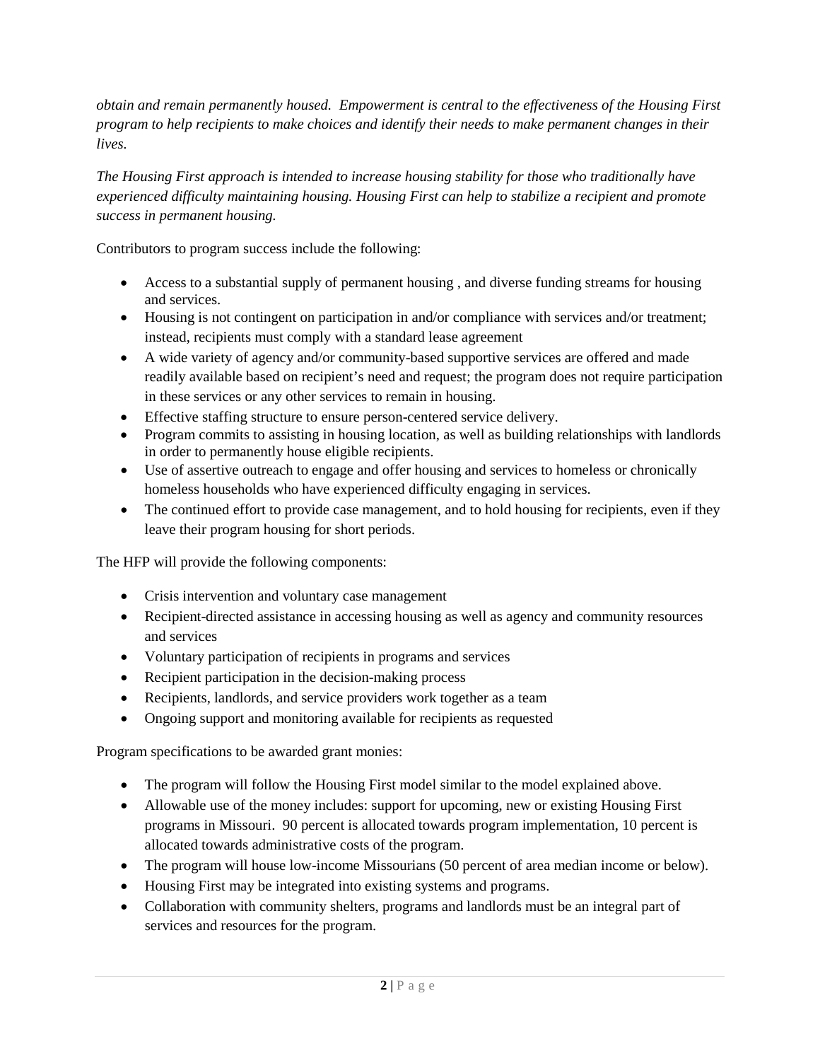*obtain and remain permanently housed. Empowerment is central to the effectiveness of the Housing First program to help recipients to make choices and identify their needs to make permanent changes in their lives.*

*The Housing First approach is intended to increase housing stability for those who traditionally have experienced difficulty maintaining housing. Housing First can help to stabilize a recipient and promote success in permanent housing.*

Contributors to program success include the following:

- Access to a substantial supply of permanent housing , and diverse funding streams for housing and services.
- Housing is not contingent on participation in and/or compliance with services and/or treatment; instead, recipients must comply with a standard lease agreement
- A wide variety of agency and/or community-based supportive services are offered and made readily available based on recipient's need and request; the program does not require participation in these services or any other services to remain in housing.
- Effective staffing structure to ensure person-centered service delivery.
- Program commits to assisting in housing location, as well as building relationships with landlords in order to permanently house eligible recipients.
- Use of assertive outreach to engage and offer housing and services to homeless or chronically homeless households who have experienced difficulty engaging in services.
- The continued effort to provide case management, and to hold housing for recipients, even if they leave their program housing for short periods.

The HFP will provide the following components:

- Crisis intervention and voluntary case management
- Recipient-directed assistance in accessing housing as well as agency and community resources and services
- Voluntary participation of recipients in programs and services
- Recipient participation in the decision-making process
- Recipients, landlords, and service providers work together as a team
- Ongoing support and monitoring available for recipients as requested

Program specifications to be awarded grant monies:

- The program will follow the Housing First model similar to the model explained above.
- Allowable use of the money includes: support for upcoming, new or existing Housing First programs in Missouri. 90 percent is allocated towards program implementation, 10 percent is allocated towards administrative costs of the program.
- The program will house low-income Missourians (50 percent of area median income or below).
- Housing First may be integrated into existing systems and programs.
- Collaboration with community shelters, programs and landlords must be an integral part of services and resources for the program.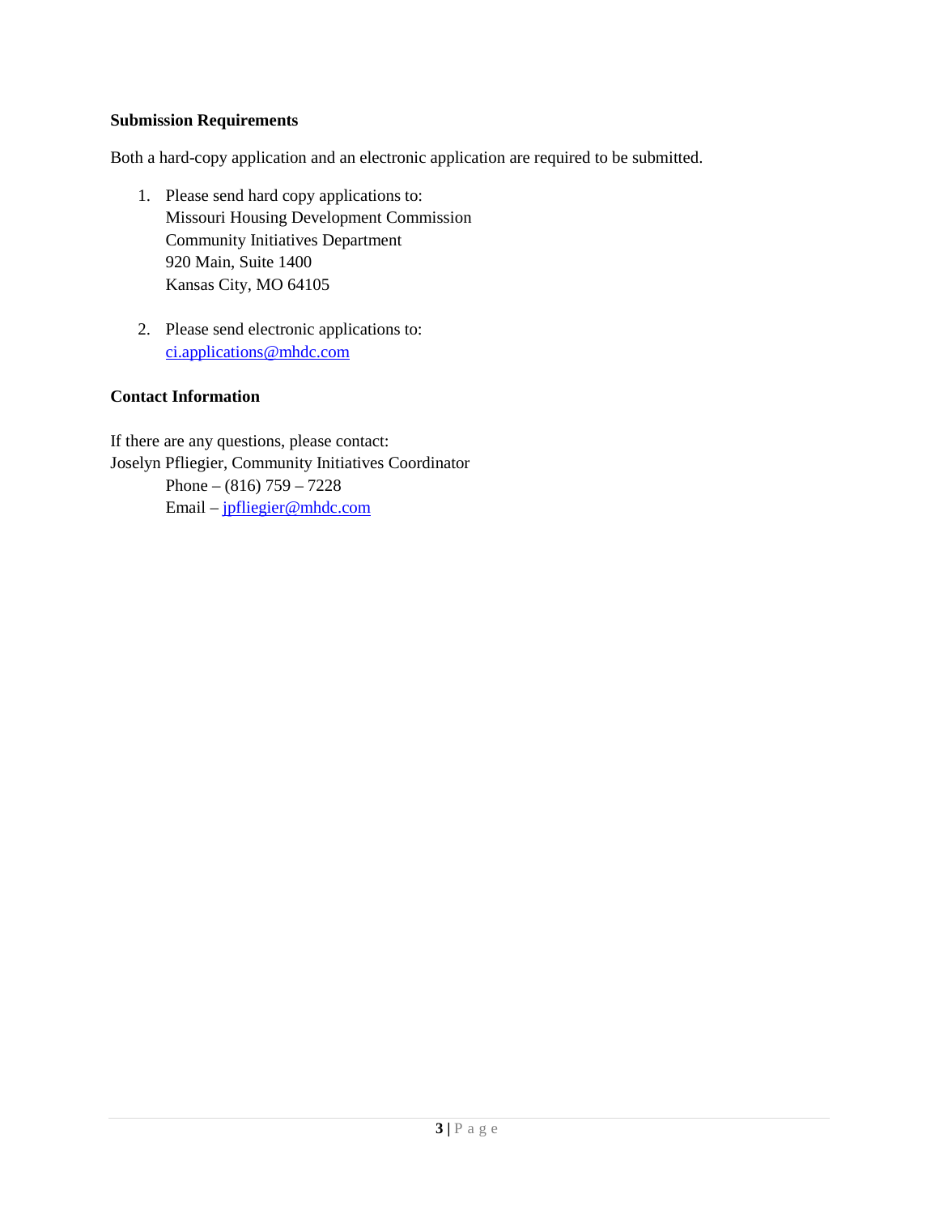**Submission Requirements**

Both a hard-copy application and an electronic application are required to be submitted.

1. Please send hard copy applications to:
   Missouri Housing Development Commission
   Community Initiatives Department
   920 Main, Suite 1400
   Kansas City, MO 64105

2. Please send electronic applications to:
   ci.applications@mhdc.com

**Contact Information**

If there are any questions, please contact:
Joselyn Pfliegier, Community Initiatives Coordinator
   Phone – (816) 759 – 7228
   Email – jpfliegier@mhdc.com